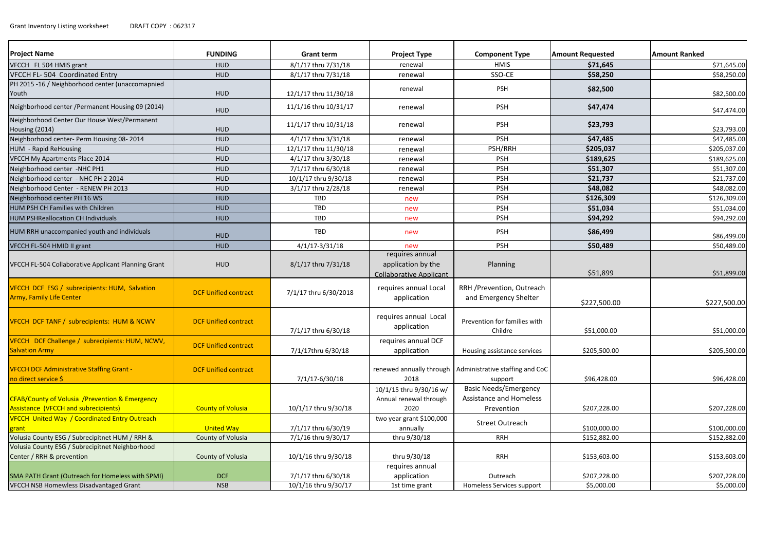Grant Inventory Listing worksheet DRAFT COPY : 062317

| Project Name | FUNDING | Grant term | Project Type | Component Type | Amount Requested | Amount Ranked |
|---|---|---|---|---|---|---|
| VFCCH FL 504 HMIS grant | HUD | 8/1/17 thru 7/31/18 | renewal | HMIS | **$71,645** | $71,645.00 |
| VFCCH FL- 504 Coordinated Entry | HUD | 8/1/17 thru 7/31/18 | renewal | SSO-CE | **$58,250** | $58,250.00 |
| PH 2015 -16 / Neighborhood center (unaccomapnied Youth | HUD | 12/1/17 thru 11/30/18 | renewal | PSH | **$82,500** | $82,500.00 |
| Neighborhood center /Permanent Housing 09 (2014) | HUD | 11/1/16 thru 10/31/17 | renewal | PSH | **$47,474** | $47,474.00 |
| Neighborhood Center Our House West/Permanent Housing (2014) | HUD | 11/1/17 thru 10/31/18 | renewal | PSH | **$23,793** | $23,793.00 |
| Neighborhood center- Perm Housing 08- 2014 | HUD | 4/1/17 thru 3/31/18 | renewal | PSH | **$47,485** | $47,485.00 |
| HUM - Rapid ReHousing | HUD | 12/1/17 thru 11/30/18 | renewal | PSH/RRH | **$205,037** | $205,037.00 |
| VFCCH My Apartments Place 2014 | HUD | 4/1/17 thru 3/30/18 | renewal | PSH | **$189,625** | $189,625.00 |
| Neighborhood center -NHC PH1 | HUD | 7/1/17 thru 6/30/18 | renewal | PSH | **$51,307** | $51,307.00 |
| Neighborhood center - NHC PH 2 2014 | HUD | 10/1/17 thru 9/30/18 | renewal | PSH | **$21,737** | $21,737.00 |
| Neighborhood Center - RENEW PH 2013 | HUD | 3/1/17 thru 2/28/18 | renewal | PSH | **$48,082** | $48,082.00 |
| Neighborhood center PH 16 WS | HUD | TBD | new | PSH | **$126,309** | $126,309.00 |
| HUM PSH CH Families with Children | HUD | TBD | new | PSH | **$51,034** | $51,034.00 |
| HUM PSHReallocation CH Individuals | HUD | TBD | new | PSH | **$94,292** | $94,292.00 |
| HUM RRH unaccompanied youth and individuals | HUD | TBD | new | PSH | **$86,499** | $86,499.00 |
| VFCCH FL-504 HMID II grant | HUD | 4/1/17-3/31/18 | new | PSH | **$50,489** | $50,489.00 |
| VFCCH FL-504 Collaborative Applicant Planning Grant | HUD | 8/1/17 thru 7/31/18 | requires annual application by the Collaborative Applicant | Planning | $51,899 | $51,899.00 |
| VFCCH DCF ESG / subrecipients: HUM, Salvation Army, Family Life Center | DCF Unified contract | 7/1/17 thru 6/30/2018 | requires annual Local application | RRH /Prevention, Outreach and Emergency Shelter | $227,500.00 | $227,500.00 |
| VFCCH DCF TANF / subrecipients: HUM & NCWV | DCF Unified contract | 7/1/17 thru 6/30/18 | requires annual Local application | Prevention for families with Childre | $51,000.00 | $51,000.00 |
| VFCCH DCF Challenge / subrecipients: HUM, NCWV, Salvation Army | DCF Unified contract | 7/1/17thru 6/30/18 | requires annual DCF application | Housing assistance services | $205,500.00 | $205,500.00 |
| VFCCH DCF Administrative Staffing Grant - no direct service $ | DCF Unified contract | 7/1/17-6/30/18 | renewed annually through 2018 | Administrative staffing and CoC support | $96,428.00 | $96,428.00 |
| CFAB/County of Volusia /Prevention & Emergency Assistance (VFCCH and subrecipients) | County of Volusia | 10/1/17 thru 9/30/18 | 10/1/15 thru 9/30/16 w/ Annual renewal through 2020 | Basic Needs/Emergency Assistance and Homeless Prevention | $207,228.00 | $207,228.00 |
| VFCCH United Way / Coordinated Entry Outreach grant | United Way | 7/1/17 thru 6/30/19 | two year grant $100,000 annually | Street Outreach | $100,000.00 | $100,000.00 |
| Volusia County ESG / Subrecipitnet HUM / RRH & | County of Volusia | 7/1/16 thru 9/30/17 | thru 9/30/18 | RRH | $152,882.00 | $152,882.00 |
| Volusia County ESG / Subrecipitnet Neighborhood Center / RRH & prevention | County of Volusia | 10/1/16 thru 9/30/18 | thru 9/30/18 | RRH | $153,603.00 | $153,603.00 |
| SMA PATH Grant (Outreach for Homeless with SPMI) | DCF | 7/1/17 thru 6/30/18 | requires annual application | Outreach | $207,228.00 | $207,228.00 |
| VFCCH NSB Homewless Disadvantaged Grant | NSB | 10/1/16 thru 9/30/17 | 1st time grant | Homeless Services support | $5,000.00 | $5,000.00 |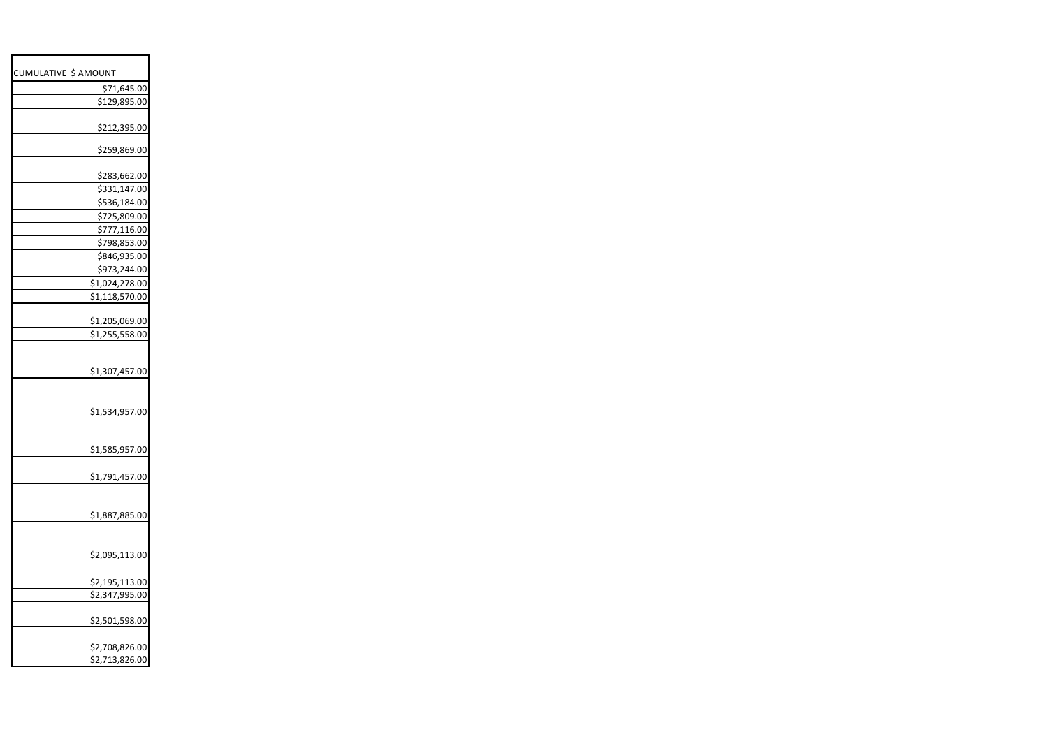| CUMULATIVE $ AMOUNT |
|---|
| $71,645.00 |
| $129,895.00 |
| $212,395.00 |
| $259,869.00 |
| $283,662.00 |
| $331,147.00 |
| $536,184.00 |
| $725,809.00 |
| $777,116.00 |
| $798,853.00 |
| $846,935.00 |
| $973,244.00 |
| $1,024,278.00 |
| $1,118,570.00 |
| $1,205,069.00 |
| $1,255,558.00 |
| $1,307,457.00 |
| $1,534,957.00 |
| $1,585,957.00 |
| $1,791,457.00 |
| $1,887,885.00 |
| $2,095,113.00 |
| $2,195,113.00 |
| $2,347,995.00 |
| $2,501,598.00 |
| $2,708,826.00 |
| $2,713,826.00 |